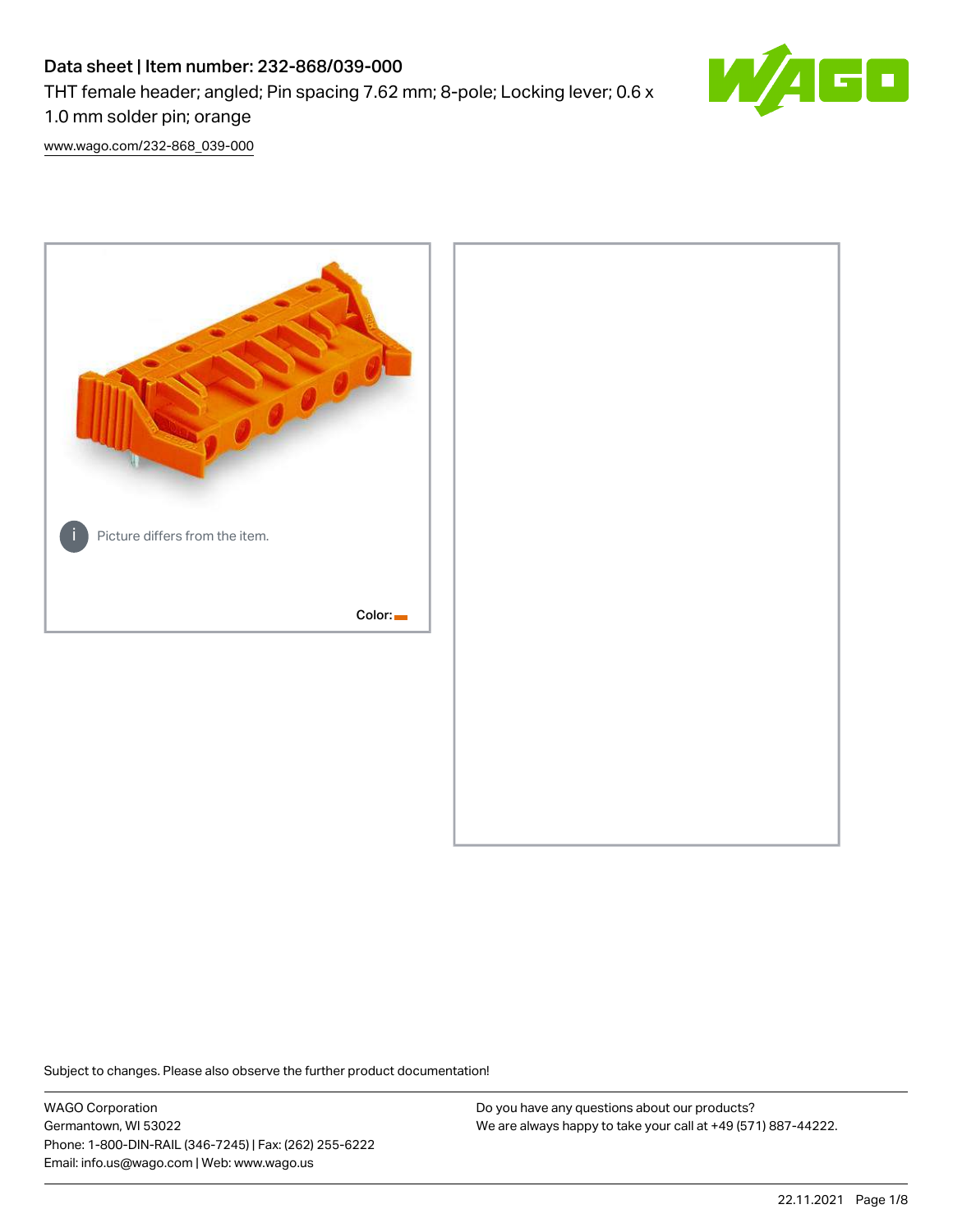# Data sheet | Item number: 232-868/039-000

THT female header; angled; Pin spacing 7.62 mm; 8-pole; Locking lever; 0.6 x 1.0 mm solder pin; orange

www.wago.com/232-868_039-000

Picture differs from the item.

Color:

Subject to changes. Please also observe the further product documentation!

WAGO Corporation
Germantown, WI 53022
Phone: 1-800-DIN-RAIL (346-7245) | Fax: (262) 255-6222
Email: info.us@wago.com | Web: www.wago.us

Do you have any questions about our products?
We are always happy to take your call at +49 (571) 887-44222.

22.11.2021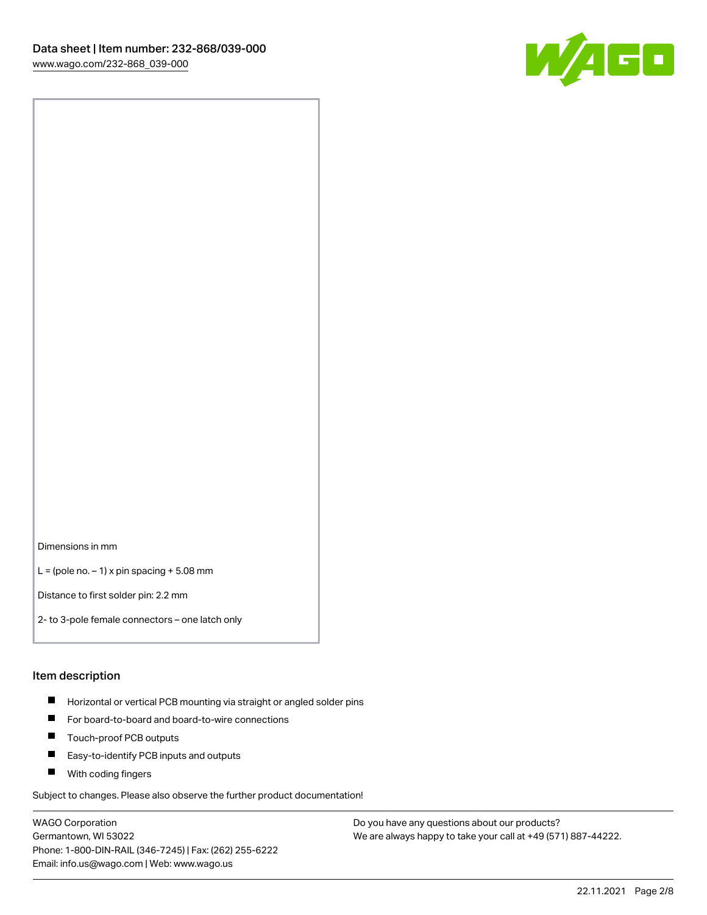Dimensions in mm

L = (pole no. – 1) x pin spacing + 5.08 mm

Distance to first solder pin: 2.2 mm

2- to 3-pole female connectors – one latch only

## Item description

- Horizontal or vertical PCB mounting via straight or angled solder pins
- For board-to-board and board-to-wire connections
- Touch-proof PCB outputs
- Easy-to-identify PCB inputs and outputs
- With coding fingers

Subject to changes. Please also observe the further product documentation!

WAGO Corporation
Germantown, WI 53022
Phone: 1-800-DIN-RAIL (346-7245) | Fax: (262) 255-6222
Email: info.us@wago.com | Web: www.wago.us

Do you have any questions about our products?
We are always happy to take your call at +49 (571) 887-44222.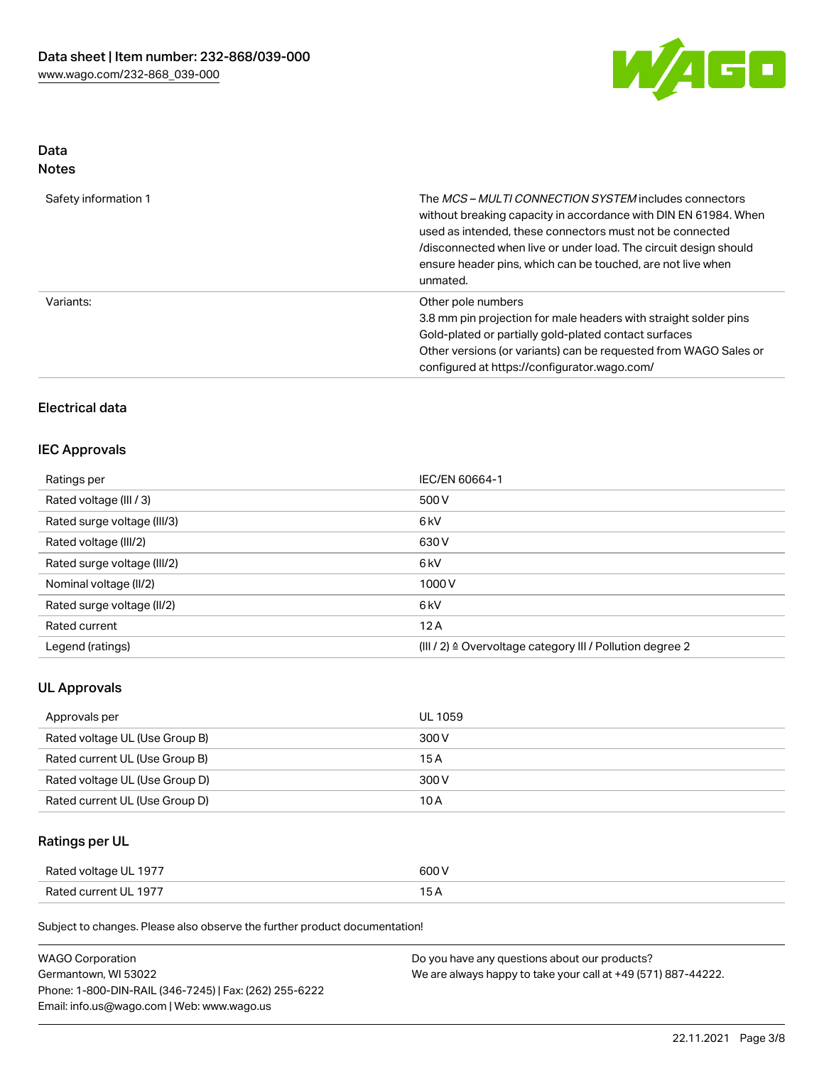# Data

## Notes

| | |
|---|---|
| Safety information 1 | The *MCS – MULTI CONNECTION SYSTEM* includes connectors without breaking capacity in accordance with DIN EN 61984. When used as intended, these connectors must not be connected /disconnected when live or under load. The circuit design should ensure header pins, which can be touched, are not live when unmated. |
| Variants: | Other pole numbers<br>3.8 mm pin projection for male headers with straight solder pins<br>Gold-plated or partially gold-plated contact surfaces<br>Other versions (or variants) can be requested from WAGO Sales or configured at https://configurator.wago.com/ |

## Electrical data

### IEC Approvals

| | |
|---|---|
| Ratings per | IEC/EN 60664-1 |
| Rated voltage (III / 3) | 500 V |
| Rated surge voltage (III/3) | 6 kV |
| Rated voltage (III/2) | 630 V |
| Rated surge voltage (III/2) | 6 kV |
| Nominal voltage (II/2) | 1000 V |
| Rated surge voltage (II/2) | 6 kV |
| Rated current | 12 A |
| Legend (ratings) | (III / 2) ≙ Overvoltage category III / Pollution degree 2 |

### UL Approvals

| | |
|---|---|
| Approvals per | UL 1059 |
| Rated voltage UL (Use Group B) | 300 V |
| Rated current UL (Use Group B) | 15 A |
| Rated voltage UL (Use Group D) | 300 V |
| Rated current UL (Use Group D) | 10 A |

### Ratings per UL

| | |
|---|---|
| Rated voltage UL 1977 | 600 V |
| Rated current UL 1977 | 15 A |

Subject to changes. Please also observe the further product documentation!

WAGO Corporation
Germantown, WI 53022
Phone: 1-800-DIN-RAIL (346-7245) | Fax: (262) 255-6222
Email: info.us@wago.com | Web: www.wago.us

Do you have any questions about our products?
We are always happy to take your call at +49 (571) 887-44222.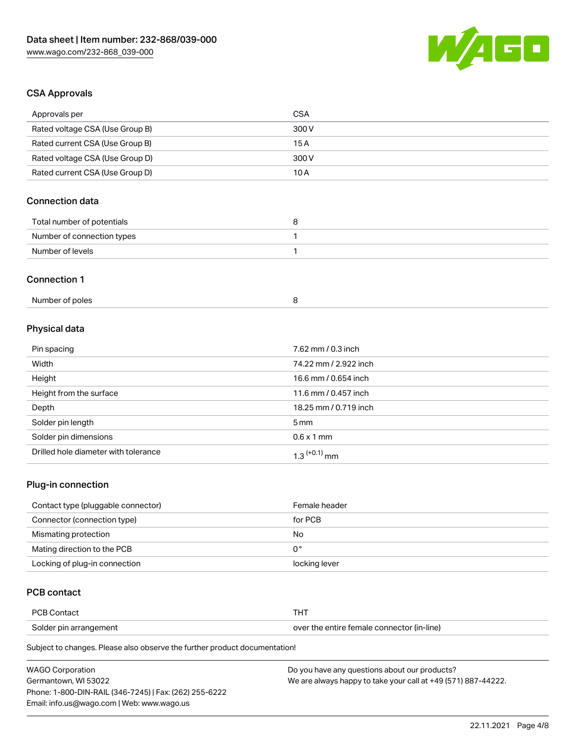## CSA Approvals

| Approvals per | CSA |
| --- | --- |
| Rated voltage CSA (Use Group B) | 300 V |
| Rated current CSA (Use Group B) | 15 A |
| Rated voltage CSA (Use Group D) | 300 V |
| Rated current CSA (Use Group D) | 10 A |

## Connection data

| Total number of potentials | 8 |
| --- | --- |
| Number of connection types | 1 |
| Number of levels | 1 |

## Connection 1

| Number of poles | 8 |
| --- | --- |

## Physical data

| Pin spacing | 7.62 mm / 0.3 inch |
| --- | --- |
| Width | 74.22 mm / 2.922 inch |
| Height | 16.6 mm / 0.654 inch |
| Height from the surface | 11.6 mm / 0.457 inch |
| Depth | 18.25 mm / 0.719 inch |
| Solder pin length | 5 mm |
| Solder pin dimensions | 0.6 x 1 mm |
| Drilled hole diameter with tolerance | $1.3^{(+0.1)}$ mm |

## Plug-in connection

| Contact type (pluggable connector) | Female header |
| --- | --- |
| Connector (connection type) | for PCB |
| Mismating protection | No |
| Mating direction to the PCB | 0 ° |
| Locking of plug-in connection | locking lever |

## PCB contact

| PCB Contact | THT |
| --- | --- |
| Solder pin arrangement | over the entire female connector (in-line) |

Subject to changes. Please also observe the further product documentation!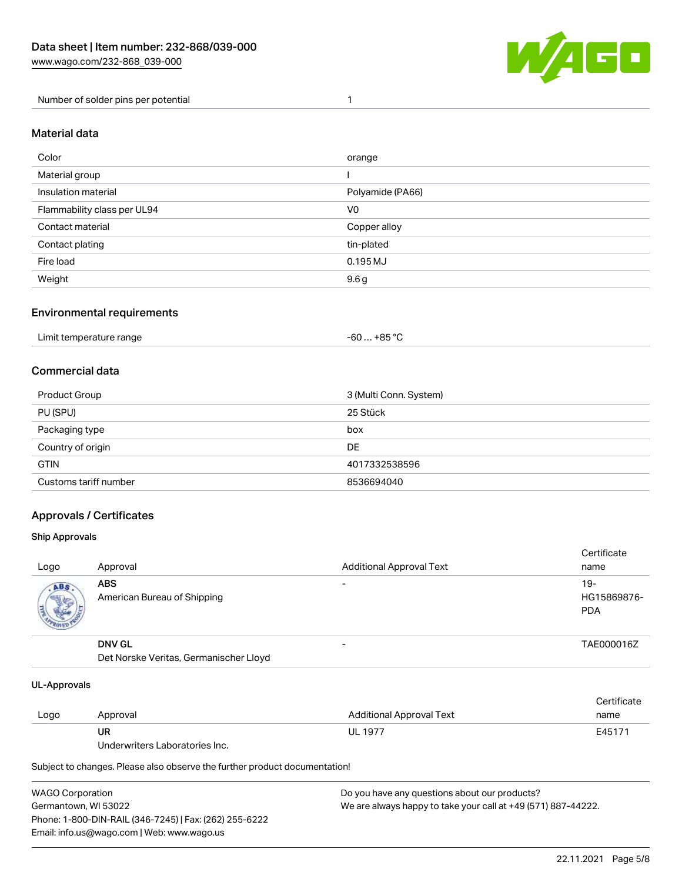| | |
|---|---|
| Number of solder pins per potential | 1 |

## Material data

| | |
|---|---|
| Color | orange |
| Material group | I |
| Insulation material | Polyamide (PA66) |
| Flammability class per UL94 | V0 |
| Contact material | Copper alloy |
| Contact plating | tin-plated |
| Fire load | 0.195 MJ |
| Weight | 9.6 g |

## Environmental requirements

| | |
|---|---|
| Limit temperature range | -60 … +85 °C |

## Commercial data

| | |
|---|---|
| Product Group | 3 (Multi Conn. System) |
| PU (SPU) | 25 Stück |
| Packaging type | box |
| Country of origin | DE |
| GTIN | 4017332538596 |
| Customs tariff number | 8536694040 |

## Approvals / Certificates

### Ship Approvals

| Logo | Approval | Additional Approval Text | Certificate name |
|---|---|---|---|
| | **ABS** American Bureau of Shipping | - | 19-HG15869876-PDA |
| | **DNV GL** Det Norske Veritas, Germanischer Lloyd | - | TAE000016Z |

### UL-Approvals

| Logo | Approval | Additional Approval Text | Certificate name |
|---|---|---|---|
| | **UR** Underwriters Laboratories Inc. | UL 1977 | E45171 |

Subject to changes. Please also observe the further product documentation!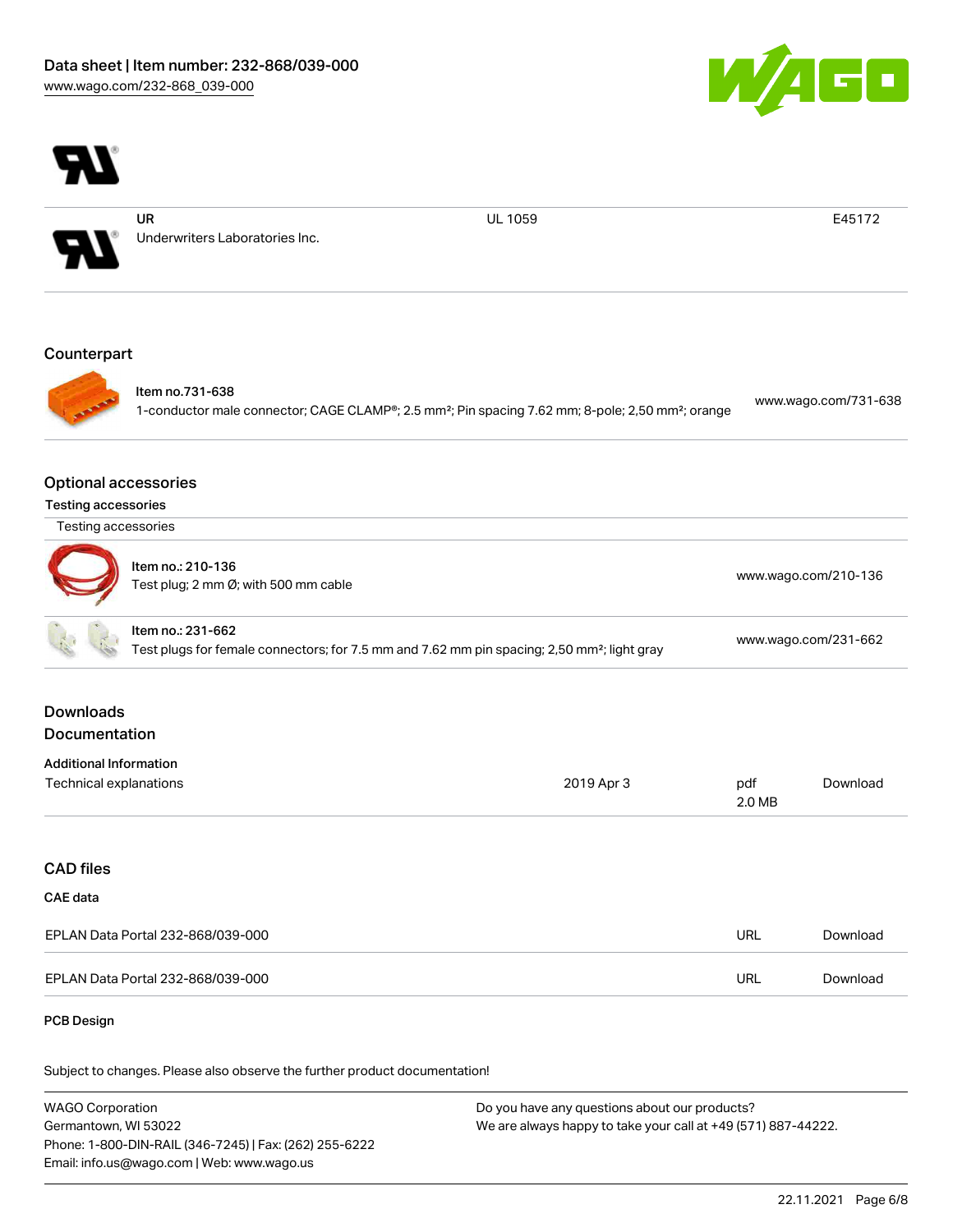| | | | |
|---|---|---|---|
| | UR<br>Underwriters Laboratories Inc. | UL 1059 | E45172 |

## Counterpart

| | | |
|---|---|---|
| | Item no.731-638<br>1-conductor male connector; CAGE CLAMP®; 2.5 mm²; Pin spacing 7.62 mm; 8-pole; 2,50 mm²; orange | www.wago.com/731-638 |

## Optional accessories

### Testing accessories

| Testing accessories | | |
|---|---|---|
| | Item no.: 210-136<br>Test plug; 2 mm Ø; with 500 mm cable | www.wago.com/210-136 |
| | Item no.: 231-662<br>Test plugs for female connectors; for 7.5 mm and 7.62 mm pin spacing; 2,50 mm²; light gray | www.wago.com/231-662 |

## Downloads

## Documentation

### Additional Information

| | | | |
|---|---|---|---|
| Technical explanations | 2019 Apr 3 | pdf<br>2.0 MB | Download |

## CAD files

### CAE data

| | | |
|---|---|---|
| EPLAN Data Portal 232-868/039-000 | URL | Download |
| EPLAN Data Portal 232-868/039-000 | URL | Download |

### PCB Design

Subject to changes. Please also observe the further product documentation!

WAGO Corporation
Germantown, WI 53022
Phone: 1-800-DIN-RAIL (346-7245) | Fax: (262) 255-6222
Email: info.us@wago.com | Web: www.wago.us

Do you have any questions about our products?
We are always happy to take your call at +49 (571) 887-44222.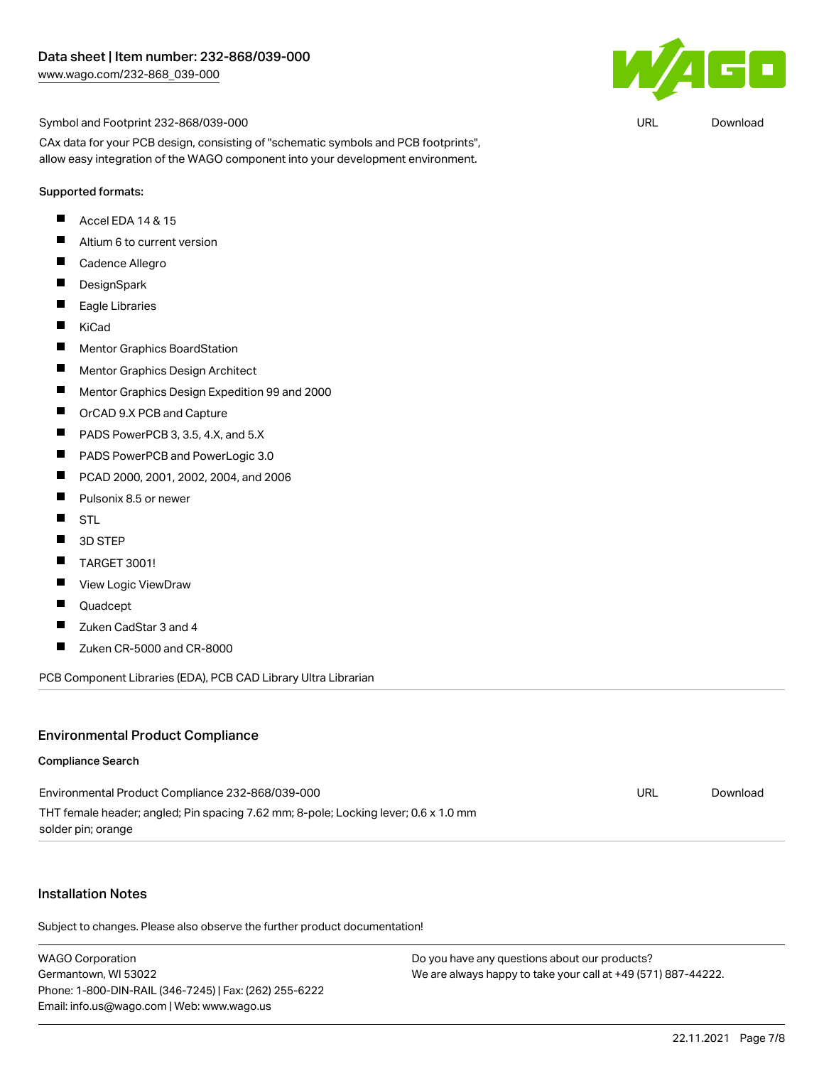Symbol and Footprint 232-868/039-000 | URL | Download

CAx data for your PCB design, consisting of "schematic symbols and PCB footprints", allow easy integration of the WAGO component into your development environment.

Supported formats:

- Accel EDA 14 & 15
- Altium 6 to current version
- Cadence Allegro
- DesignSpark
- Eagle Libraries
- KiCad
- Mentor Graphics BoardStation
- Mentor Graphics Design Architect
- Mentor Graphics Design Expedition 99 and 2000
- OrCAD 9.X PCB and Capture
- PADS PowerPCB 3, 3.5, 4.X, and 5.X
- PADS PowerPCB and PowerLogic 3.0
- PCAD 2000, 2001, 2002, 2004, and 2006
- Pulsonix 8.5 or newer
- STL
- 3D STEP
- TARGET 3001!
- View Logic ViewDraw
- Quadcept
- Zuken CadStar 3 and 4
- Zuken CR-5000 and CR-8000

PCB Component Libraries (EDA), PCB CAD Library Ultra Librarian

## Environmental Product Compliance

### Compliance Search

Environmental Product Compliance 232-868/039-000 | URL | Download

THT female header; angled; Pin spacing 7.62 mm; 8-pole; Locking lever; 0.6 x 1.0 mm solder pin; orange

## Installation Notes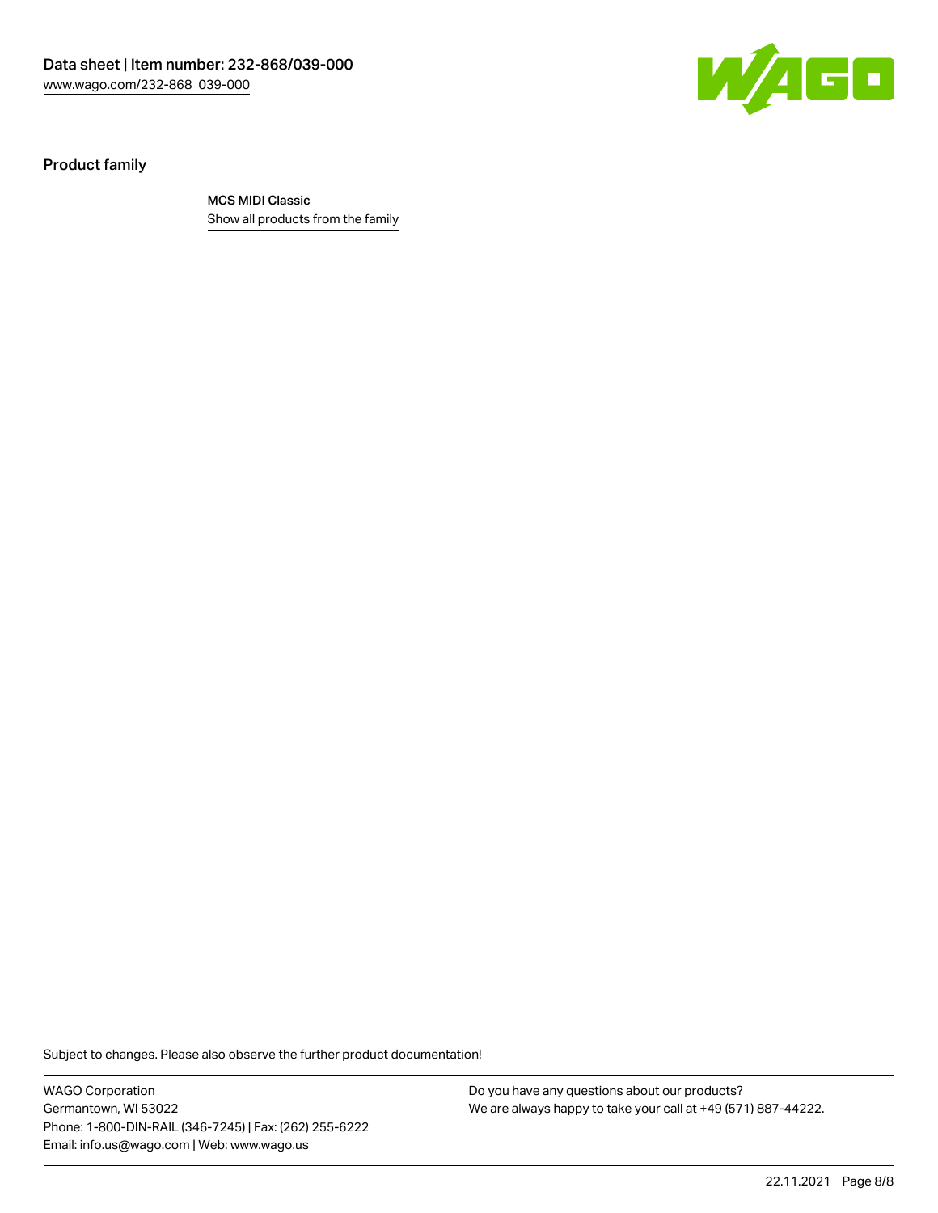## Product family

MCS MIDI Classic
Show all products from the family

Subject to changes. Please also observe the further product documentation!

WAGO Corporation
Germantown, WI 53022
Phone: 1-800-DIN-RAIL (346-7245) | Fax: (262) 255-6222
Email: info.us@wago.com | Web: www.wago.us

Do you have any questions about our products?
We are always happy to take your call at +49 (571) 887-44222.